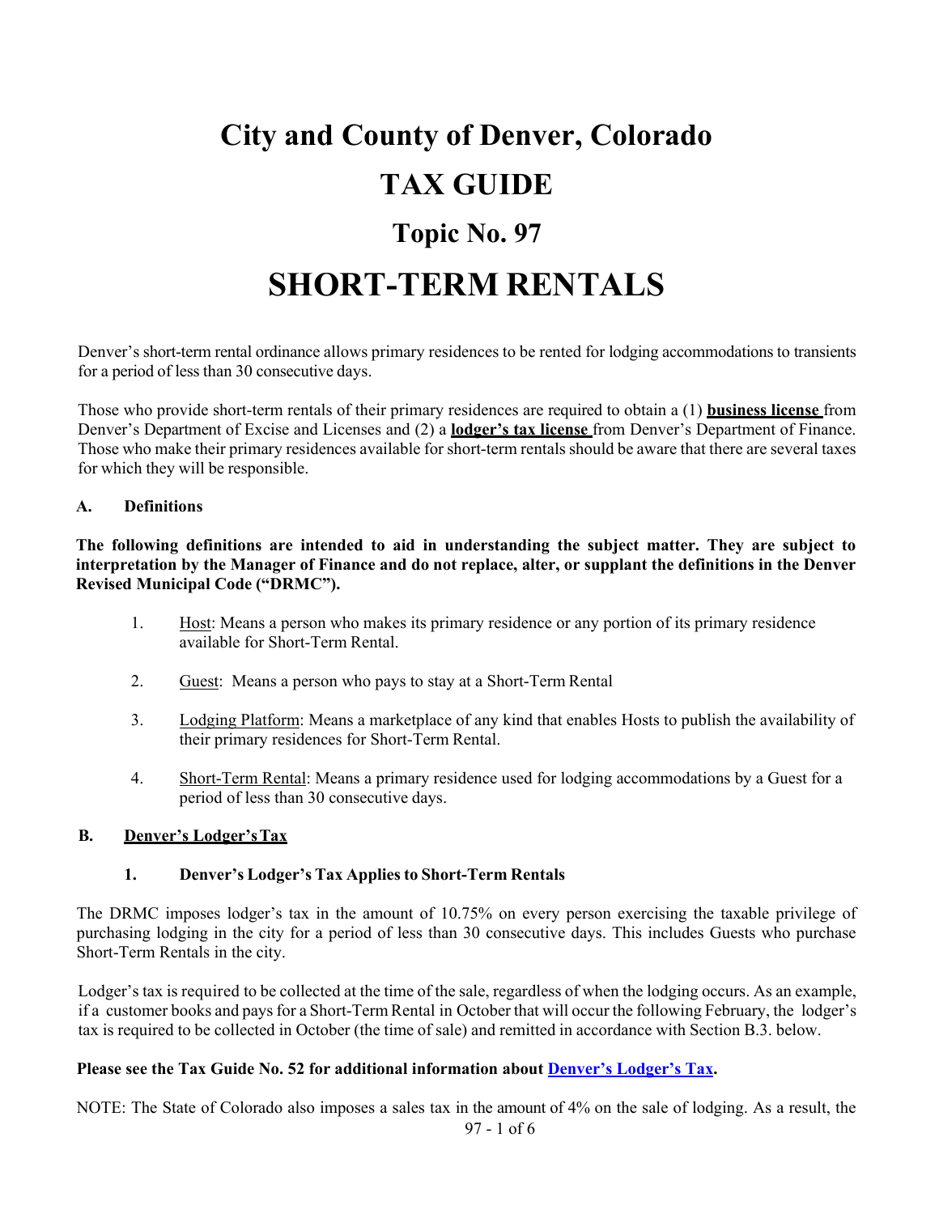# City and County of Denver, Colorado

# TAX GUIDE

## Topic No. 97

# SHORT-TERM RENTALS

Denver's short-term rental ordinance allows primary residences to be rented for lodging accommodations to transients for a period of less than 30 consecutive days.

Those who provide short-term rentals of their primary residences are required to obtain a (1) **business license** from Denver's Department of Excise and Licenses and (2) a **lodger's tax license** from Denver's Department of Finance. Those who make their primary residences available for short-term rentals should be aware that there are several taxes for which they will be responsible.

### A. Definitions

**The following definitions are intended to aid in understanding the subject matter. They are subject to interpretation by the Manager of Finance and do not replace, alter, or supplant the definitions in the Denver Revised Municipal Code ("DRMC").**

1. Host: Means a person who makes its primary residence or any portion of its primary residence available for Short-Term Rental.
2. Guest: Means a person who pays to stay at a Short-Term Rental
3. Lodging Platform: Means a marketplace of any kind that enables Hosts to publish the availability of their primary residences for Short-Term Rental.
4. Short-Term Rental: Means a primary residence used for lodging accommodations by a Guest for a period of less than 30 consecutive days.

### B. Denver's Lodger's Tax

#### 1. Denver's Lodger's Tax Applies to Short-Term Rentals

The DRMC imposes lodger's tax in the amount of 10.75% on every person exercising the taxable privilege of purchasing lodging in the city for a period of less than 30 consecutive days. This includes Guests who purchase Short-Term Rentals in the city.

Lodger's tax is required to be collected at the time of the sale, regardless of when the lodging occurs. As an example, if a customer books and pays for a Short-Term Rental in October that will occur the following February, the lodger's tax is required to be collected in October (the time of sale) and remitted in accordance with Section B.3. below.

**Please see the Tax Guide No. 52 for additional information about Denver's Lodger's Tax.**

NOTE: The State of Colorado also imposes a sales tax in the amount of 4% on the sale of lodging. As a result, the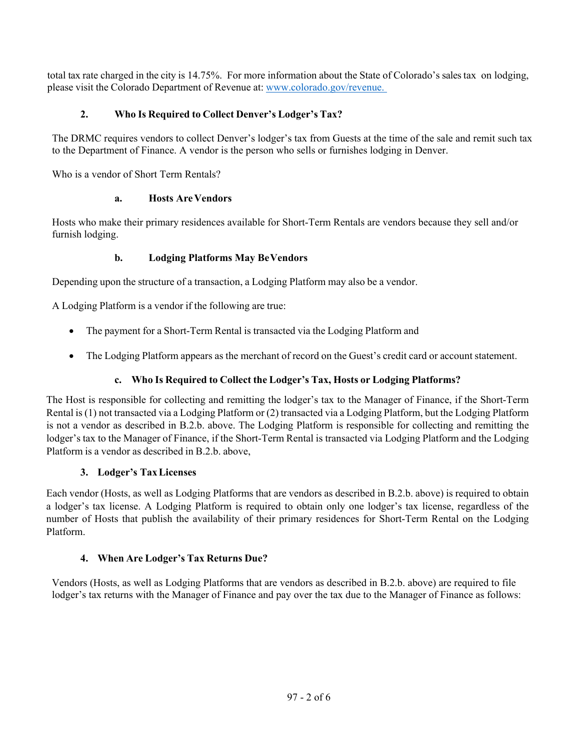total tax rate charged in the city is 14.75%. For more information about the State of Colorado's sales tax on lodging, please visit the Colorado Department of Revenue at: [www.colorado.gov/revenue.](www.colorado.gov/revenue)

### 2. Who Is Required to Collect Denver's Lodger's Tax?

The DRMC requires vendors to collect Denver's lodger's tax from Guests at the time of the sale and remit such tax to the Department of Finance. A vendor is the person who sells or furnishes lodging in Denver.

Who is a vendor of Short Term Rentals?

#### a. Hosts Are Vendors

Hosts who make their primary residences available for Short-Term Rentals are vendors because they sell and/or furnish lodging.

#### b. Lodging Platforms May Be Vendors

Depending upon the structure of a transaction, a Lodging Platform may also be a vendor.

A Lodging Platform is a vendor if the following are true:

- The payment for a Short-Term Rental is transacted via the Lodging Platform and
- The Lodging Platform appears as the merchant of record on the Guest's credit card or account statement.

#### c. Who Is Required to Collect the Lodger's Tax, Hosts or Lodging Platforms?

The Host is responsible for collecting and remitting the lodger's tax to the Manager of Finance, if the Short-Term Rental is (1) not transacted via a Lodging Platform or (2) transacted via a Lodging Platform, but the Lodging Platform is not a vendor as described in B.2.b. above. The Lodging Platform is responsible for collecting and remitting the lodger's tax to the Manager of Finance, if the Short-Term Rental is transacted via Lodging Platform and the Lodging Platform is a vendor as described in B.2.b. above,

### 3. Lodger's Tax Licenses

Each vendor (Hosts, as well as Lodging Platforms that are vendors as described in B.2.b. above) is required to obtain a lodger's tax license. A Lodging Platform is required to obtain only one lodger's tax license, regardless of the number of Hosts that publish the availability of their primary residences for Short-Term Rental on the Lodging Platform.

### 4. When Are Lodger's Tax Returns Due?

Vendors (Hosts, as well as Lodging Platforms that are vendors as described in B.2.b. above) are required to file lodger's tax returns with the Manager of Finance and pay over the tax due to the Manager of Finance as follows: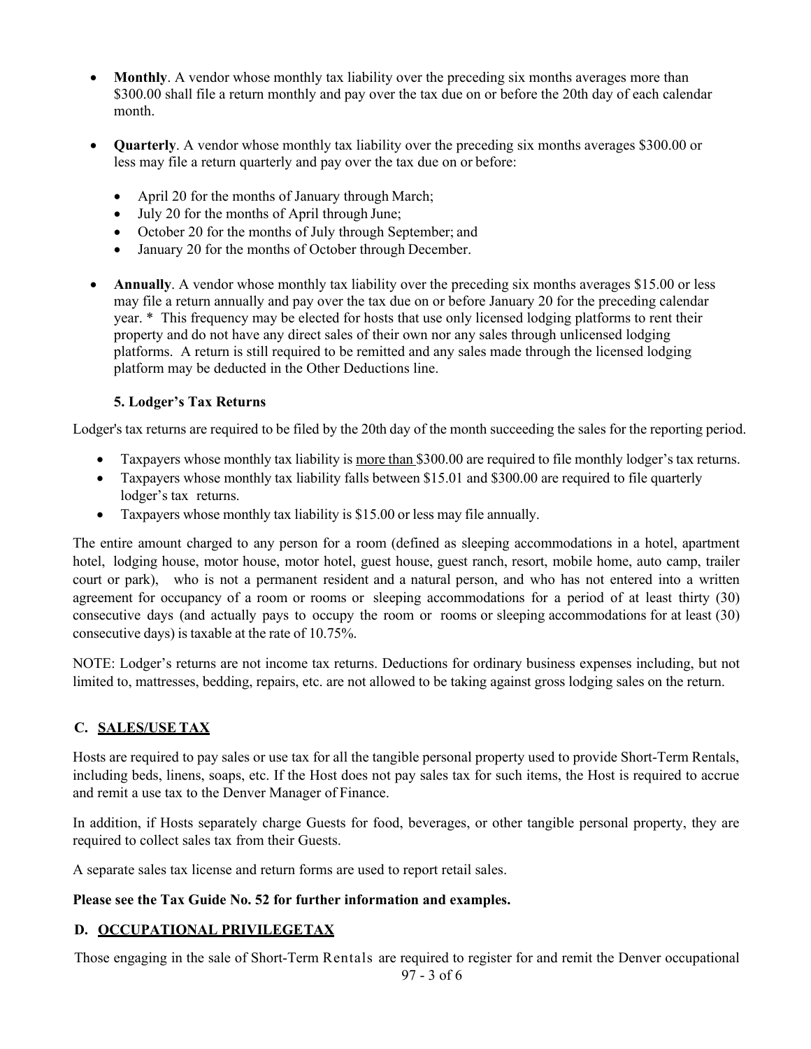- **Monthly**. A vendor whose monthly tax liability over the preceding six months averages more than $300.00 shall file a return monthly and pay over the tax due on or before the 20th day of each calendar month.

- **Quarterly**. A vendor whose monthly tax liability over the preceding six months averages $300.00 or less may file a return quarterly and pay over the tax due on or before:

  - April 20 for the months of January through March;
  - July 20 for the months of April through June;
  - October 20 for the months of July through September; and
  - January 20 for the months of October through December.

- **Annually**. A vendor whose monthly tax liability over the preceding six months averages $15.00 or less may file a return annually and pay over the tax due on or before January 20 for the preceding calendar year. * This frequency may be elected for hosts that use only licensed lodging platforms to rent their property and do not have any direct sales of their own nor any sales through unlicensed lodging platforms. A return is still required to be remitted and any sales made through the licensed lodging platform may be deducted in the Other Deductions line.

### 5. Lodger's Tax Returns

Lodger's tax returns are required to be filed by the 20th day of the month succeeding the sales for the reporting period.

- Taxpayers whose monthly tax liability is <u>more than</u> $300.00 are required to file monthly lodger's tax returns.
- Taxpayers whose monthly tax liability falls between $15.01 and $300.00 are required to file quarterly lodger's tax returns.
- Taxpayers whose monthly tax liability is $15.00 or less may file annually.

The entire amount charged to any person for a room (defined as sleeping accommodations in a hotel, apartment hotel, lodging house, motor house, motor hotel, guest house, guest ranch, resort, mobile home, auto camp, trailer court or park), who is not a permanent resident and a natural person, and who has not entered into a written agreement for occupancy of a room or rooms or sleeping accommodations for a period of at least thirty (30) consecutive days (and actually pays to occupy the room or rooms or sleeping accommodations for at least (30) consecutive days) is taxable at the rate of 10.75%.

NOTE: Lodger's returns are not income tax returns. Deductions for ordinary business expenses including, but not limited to, mattresses, bedding, repairs, etc. are not allowed to be taking against gross lodging sales on the return.

## C. <u>SALES/USE TAX</u>

Hosts are required to pay sales or use tax for all the tangible personal property used to provide Short-Term Rentals, including beds, linens, soaps, etc. If the Host does not pay sales tax for such items, the Host is required to accrue and remit a use tax to the Denver Manager of Finance.

In addition, if Hosts separately charge Guests for food, beverages, or other tangible personal property, they are required to collect sales tax from their Guests.

A separate sales tax license and return forms are used to report retail sales.

**Please see the Tax Guide No. 52 for further information and examples.**

## D. <u>OCCUPATIONAL PRIVILEGE TAX</u>

Those engaging in the sale of Short-Term Rentals are required to register for and remit the Denver occupational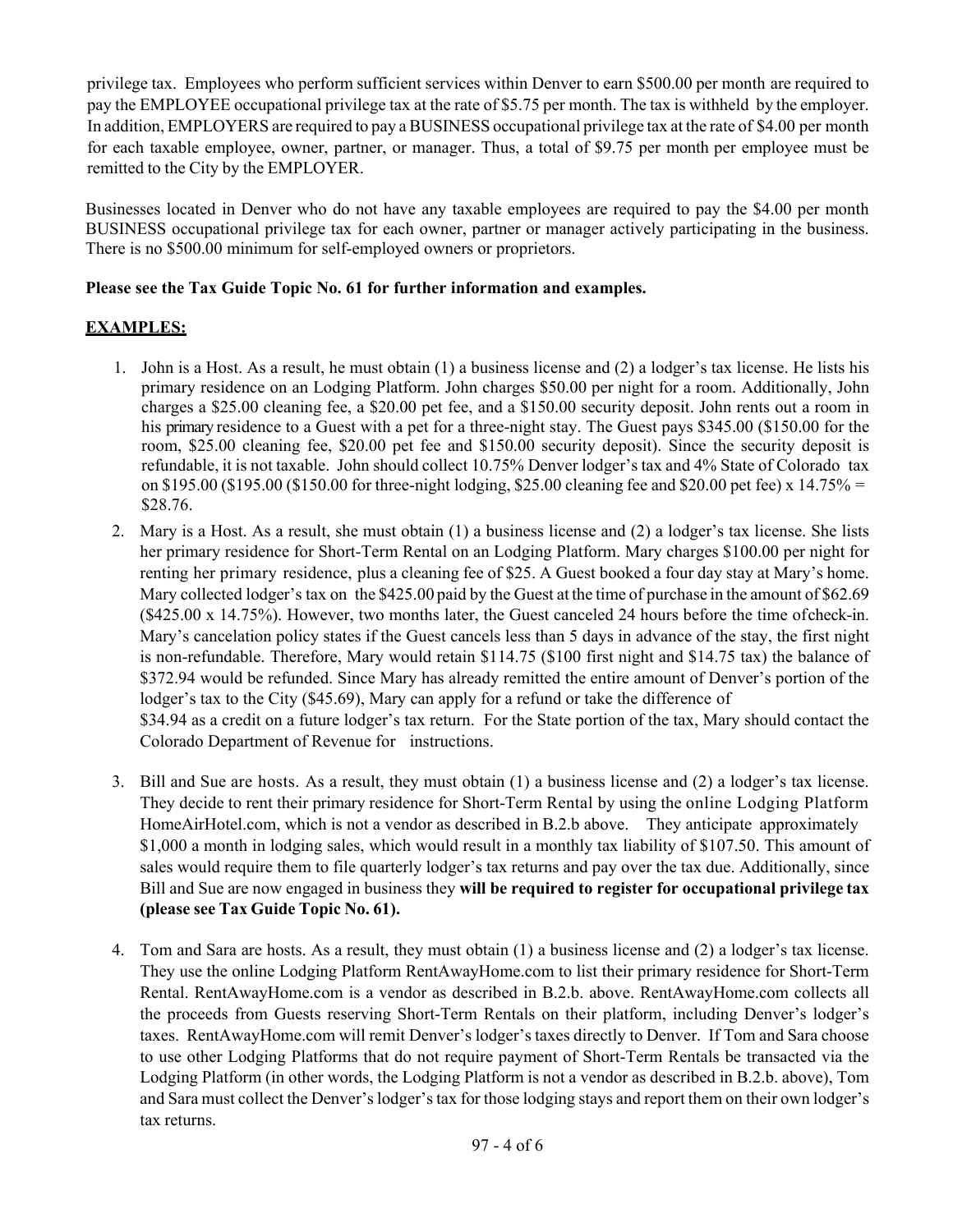privilege tax. Employees who perform sufficient services within Denver to earn $500.00 per month are required to pay the EMPLOYEE occupational privilege tax at the rate of $5.75 per month. The tax is withheld by the employer. In addition, EMPLOYERS are required to pay a BUSINESS occupational privilege tax at the rate of $4.00 per month for each taxable employee, owner, partner, or manager. Thus, a total of $9.75 per month per employee must be remitted to the City by the EMPLOYER.

Businesses located in Denver who do not have any taxable employees are required to pay the $4.00 per month BUSINESS occupational privilege tax for each owner, partner or manager actively participating in the business. There is no $500.00 minimum for self-employed owners or proprietors.

**Please see the Tax Guide Topic No. 61 for further information and examples.**

**EXAMPLES:**

1. John is a Host. As a result, he must obtain (1) a business license and (2) a lodger's tax license. He lists his primary residence on an Lodging Platform. John charges $50.00 per night for a room. Additionally, John charges a $25.00 cleaning fee, a $20.00 pet fee, and a $150.00 security deposit. John rents out a room in his primary residence to a Guest with a pet for a three-night stay. The Guest pays $345.00 ($150.00 for the room, $25.00 cleaning fee, $20.00 pet fee and $150.00 security deposit). Since the security deposit is refundable, it is not taxable. John should collect 10.75% Denver lodger's tax and 4% State of Colorado tax on $195.00 ($195.00 ($150.00 for three-night lodging, $25.00 cleaning fee and $20.00 pet fee) x 14.75% = $28.76.
2. Mary is a Host. As a result, she must obtain (1) a business license and (2) a lodger's tax license. She lists her primary residence for Short-Term Rental on an Lodging Platform. Mary charges $100.00 per night for renting her primary residence, plus a cleaning fee of $25. A Guest booked a four day stay at Mary's home. Mary collected lodger's tax on the $425.00 paid by the Guest at the time of purchase in the amount of $62.69 ($425.00 x 14.75%). However, two months later, the Guest canceled 24 hours before the time ofcheck-in. Mary's cancelation policy states if the Guest cancels less than 5 days in advance of the stay, the first night is non-refundable. Therefore, Mary would retain $114.75 ($100 first night and $14.75 tax) the balance of $372.94 would be refunded. Since Mary has already remitted the entire amount of Denver's portion of the lodger's tax to the City ($45.69), Mary can apply for a refund or take the difference of $34.94 as a credit on a future lodger's tax return. For the State portion of the tax, Mary should contact the Colorado Department of Revenue for instructions.
3. Bill and Sue are hosts. As a result, they must obtain (1) a business license and (2) a lodger's tax license. They decide to rent their primary residence for Short-Term Rental by using the online Lodging Platform HomeAirHotel.com, which is not a vendor as described in B.2.b above. They anticipate approximately $1,000 a month in lodging sales, which would result in a monthly tax liability of $107.50. This amount of sales would require them to file quarterly lodger's tax returns and pay over the tax due. Additionally, since Bill and Sue are now engaged in business they **will be required to register for occupational privilege tax (please see Tax Guide Topic No. 61).**
4. Tom and Sara are hosts. As a result, they must obtain (1) a business license and (2) a lodger's tax license. They use the online Lodging Platform RentAwayHome.com to list their primary residence for Short-Term Rental. RentAwayHome.com is a vendor as described in B.2.b. above. RentAwayHome.com collects all the proceeds from Guests reserving Short-Term Rentals on their platform, including Denver's lodger's taxes. RentAwayHome.com will remit Denver's lodger's taxes directly to Denver. If Tom and Sara choose to use other Lodging Platforms that do not require payment of Short-Term Rentals be transacted via the Lodging Platform (in other words, the Lodging Platform is not a vendor as described in B.2.b. above), Tom and Sara must collect the Denver's lodger's tax for those lodging stays and report them on their own lodger's tax returns.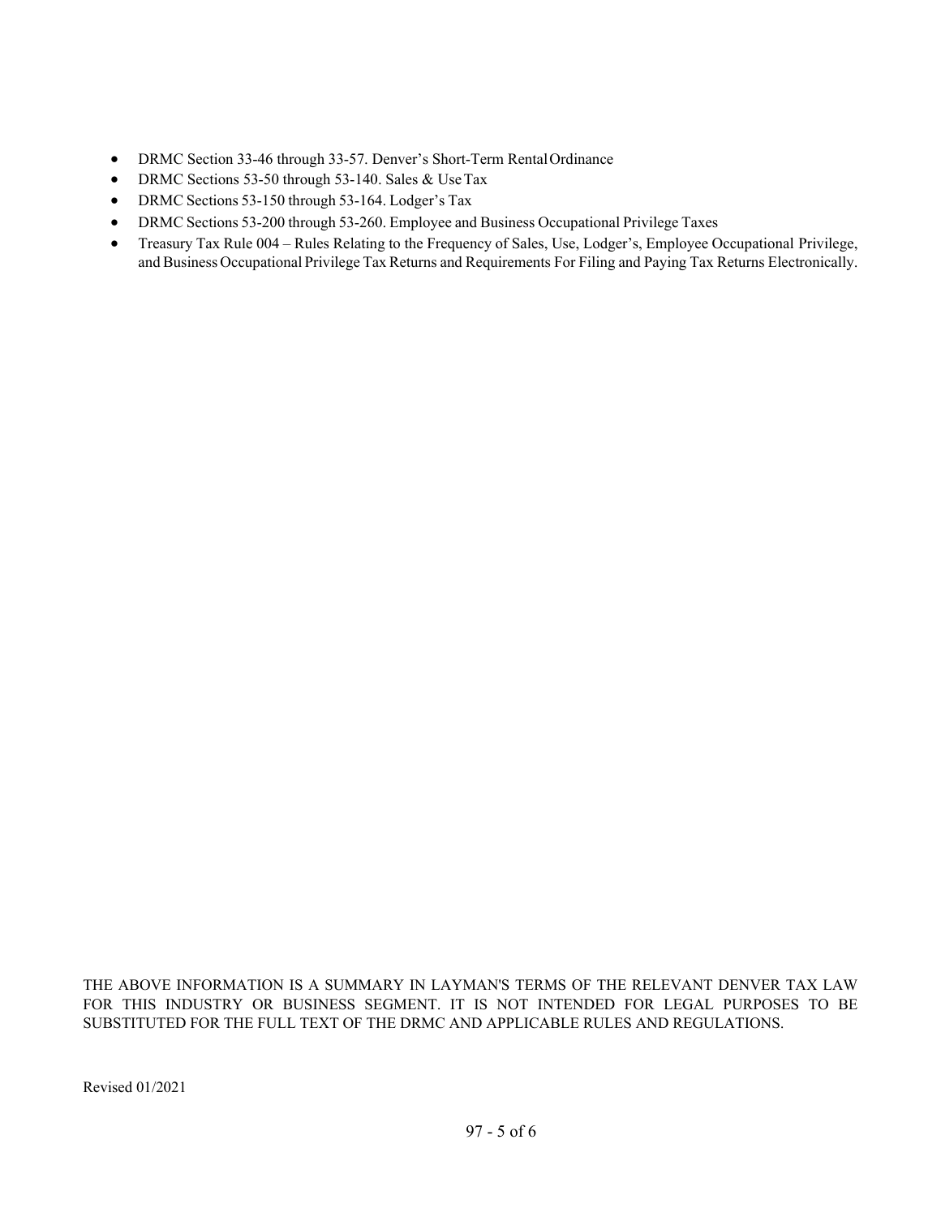- DRMC Section 33-46 through 33-57. Denver's Short-Term Rental Ordinance
- DRMC Sections 53-50 through 53-140. Sales & Use Tax
- DRMC Sections 53-150 through 53-164. Lodger's Tax
- DRMC Sections 53-200 through 53-260. Employee and Business Occupational Privilege Taxes
- Treasury Tax Rule 004 – Rules Relating to the Frequency of Sales, Use, Lodger's, Employee Occupational Privilege, and Business Occupational Privilege Tax Returns and Requirements For Filing and Paying Tax Returns Electronically.

THE ABOVE INFORMATION IS A SUMMARY IN LAYMAN'S TERMS OF THE RELEVANT DENVER TAX LAW FOR THIS INDUSTRY OR BUSINESS SEGMENT. IT IS NOT INTENDED FOR LEGAL PURPOSES TO BE SUBSTITUTED FOR THE FULL TEXT OF THE DRMC AND APPLICABLE RULES AND REGULATIONS.

Revised 01/2021